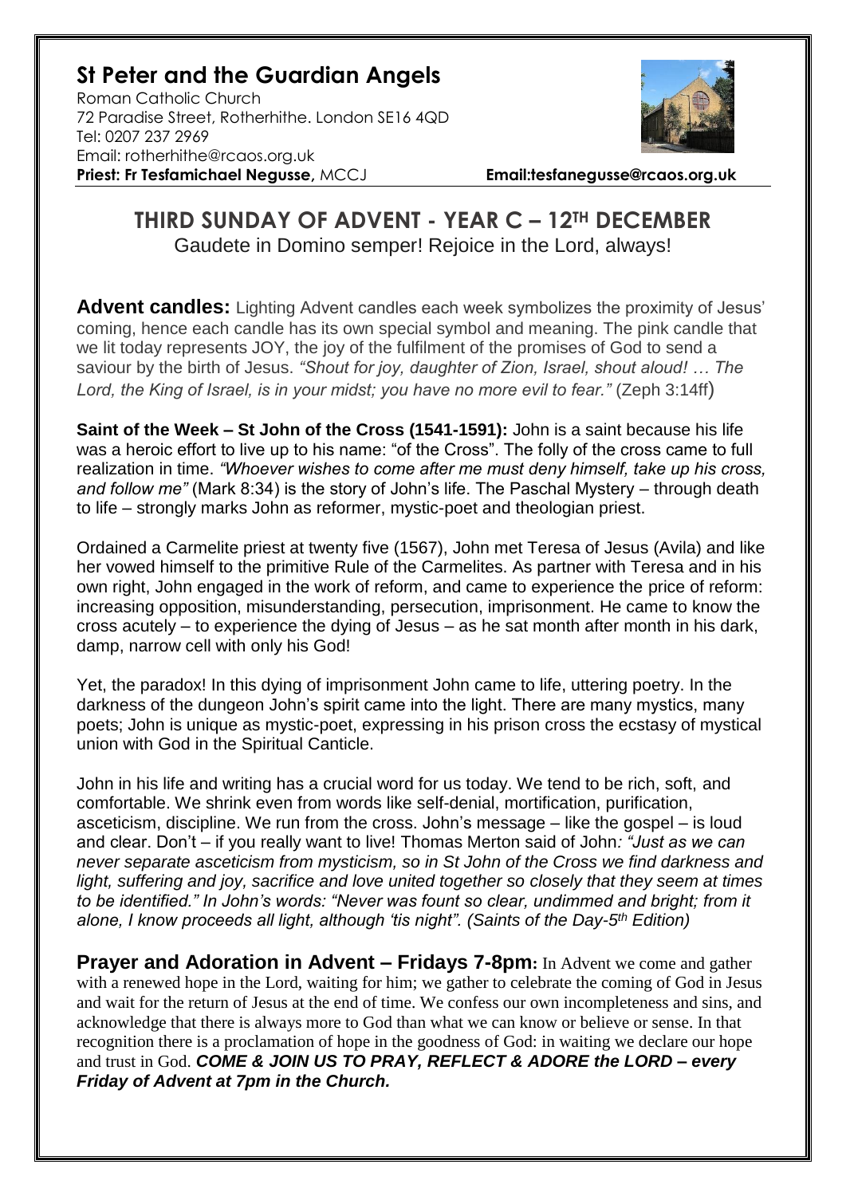# St Peter and the Guardian Angels

Roman Catholic Church
72 Paradise Street, Rotherhithe. London SE16 4QD
Tel: 0207 237 2969
Email: rotherhithe@rcaos.org.uk
**Priest: Fr Tesfamichael Negusse,** MCCJ **Email:tesfanegusse@rcaos.org.uk**

## THIRD SUNDAY OF ADVENT - YEAR C – 12TH DECEMBER

Gaudete in Domino semper! Rejoice in the Lord, always!

**Advent candles:** Lighting Advent candles each week symbolizes the proximity of Jesus' coming, hence each candle has its own special symbol and meaning. The pink candle that we lit today represents JOY, the joy of the fulfilment of the promises of God to send a saviour by the birth of Jesus. *"Shout for joy, daughter of Zion, Israel, shout aloud! … The Lord, the King of Israel, is in your midst; you have no more evil to fear."* (Zeph 3:14ff)

**Saint of the Week – St John of the Cross (1541-1591):** John is a saint because his life was a heroic effort to live up to his name: "of the Cross". The folly of the cross came to full realization in time. *"Whoever wishes to come after me must deny himself, take up his cross, and follow me"* (Mark 8:34) is the story of John's life. The Paschal Mystery – through death to life – strongly marks John as reformer, mystic-poet and theologian priest.

Ordained a Carmelite priest at twenty five (1567), John met Teresa of Jesus (Avila) and like her vowed himself to the primitive Rule of the Carmelites. As partner with Teresa and in his own right, John engaged in the work of reform, and came to experience the price of reform: increasing opposition, misunderstanding, persecution, imprisonment. He came to know the cross acutely – to experience the dying of Jesus – as he sat month after month in his dark, damp, narrow cell with only his God!

Yet, the paradox! In this dying of imprisonment John came to life, uttering poetry. In the darkness of the dungeon John's spirit came into the light. There are many mystics, many poets; John is unique as mystic-poet, expressing in his prison cross the ecstasy of mystical union with God in the Spiritual Canticle.

John in his life and writing has a crucial word for us today. We tend to be rich, soft, and comfortable. We shrink even from words like self-denial, mortification, purification, asceticism, discipline. We run from the cross. John's message – like the gospel – is loud and clear. Don't – if you really want to live! Thomas Merton said of John*: "Just as we can never separate asceticism from mysticism, so in St John of the Cross we find darkness and light, suffering and joy, sacrifice and love united together so closely that they seem at times to be identified." In John's words: "Never was fount so clear, undimmed and bright; from it alone, I know proceeds all light, although 'tis night". (Saints of the Day-5th Edition)*

**Prayer and Adoration in Advent – Fridays 7-8pm:** In Advent we come and gather with a renewed hope in the Lord, waiting for him; we gather to celebrate the coming of God in Jesus and wait for the return of Jesus at the end of time. We confess our own incompleteness and sins, and acknowledge that there is always more to God than what we can know or believe or sense. In that recognition there is a proclamation of hope in the goodness of God: in waiting we declare our hope and trust in God. ***COME & JOIN US TO PRAY, REFLECT & ADORE the LORD – every Friday of Advent at 7pm in the Church.***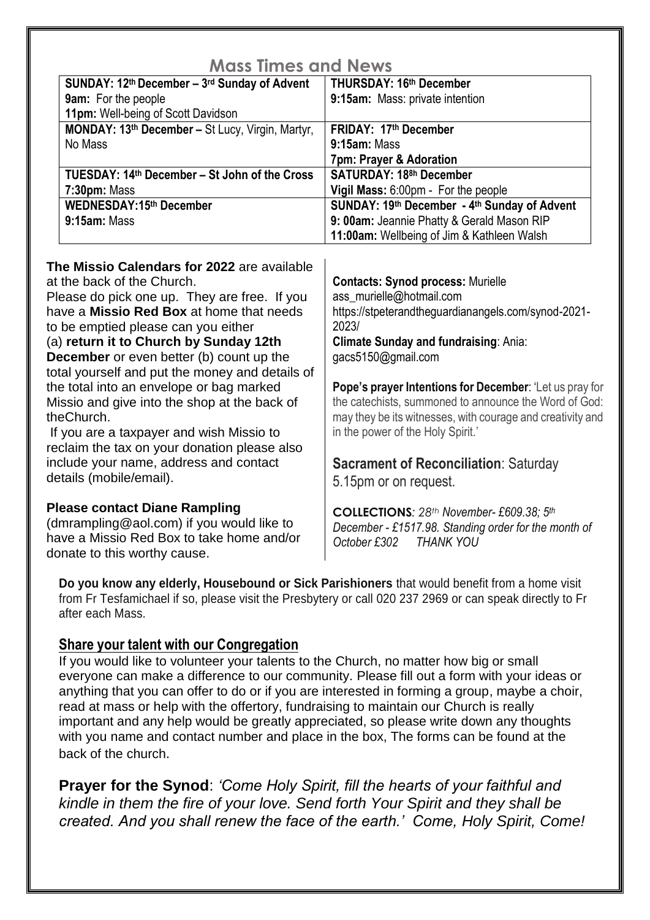## Mass Times and News

| | |
|---|---|
| **SUNDAY: 12th December – 3rd Sunday of Advent**<br>**9am:** For the people<br>**11pm:** Well-being of Scott Davidson | **THURSDAY: 16th December**<br>**9:15am:** Mass: private intention |
| **MONDAY: 13th December –** St Lucy, Virgin, Martyr, No Mass | **FRIDAY: 17th December**<br>**9:15am:** Mass<br>**7pm: Prayer & Adoration** |
| **TUESDAY: 14th December – St John of the Cross**<br>**7:30pm:** Mass | **SATURDAY: 18th December**<br>**Vigil Mass:** 6:00pm - For the people |
| **WEDNESDAY:15th December**<br>**9:15am:** Mass | **SUNDAY: 19th December - 4th Sunday of Advent**<br>**9: 00am:** Jeannie Phatty & Gerald Mason RIP<br>**11:00am:** Wellbeing of Jim & Kathleen Walsh |

**The Missio Calendars for 2022** are available at the back of the Church.
Please do pick one up. They are free. If you have a **Missio Red Box** at home that needs to be emptied please can you either
(a) **return it to Church by Sunday 12th December** or even better (b) count up the total yourself and put the money and details of the total into an envelope or bag marked Missio and give into the shop at the back of theChurch.
If you are a taxpayer and wish Missio to reclaim the tax on your donation please also include your name, address and contact details (mobile/email).

**Please contact Diane Rampling** (dmrampling@aol.com) if you would like to have a Missio Red Box to take home and/or donate to this worthy cause.

**Contacts: Synod process:** Murielle
ass_murielle@hotmail.com
https://stpeterandtheguardianangels.com/synod-2021-2023/
**Climate Sunday and fundraising**: Ania: gacs5150@gmail.com

**Pope's prayer Intentions for December**: 'Let us pray for the catechists, summoned to announce the Word of God: may they be its witnesses, with courage and creativity and in the power of the Holy Spirit.'

**Sacrament of Reconciliation**: Saturday 5.15pm or on request.

**COLLECTIONS**: *28th November- £609.38; 5th December - £1517.98. Standing order for the month of October £302 THANK YOU*

**Do you know any elderly, Housebound or Sick Parishioners** that would benefit from a home visit from Fr Tesfamichael if so, please visit the Presbytery or call 020 237 2969 or can speak directly to Fr after each Mass.

### Share your talent with our Congregation

If you would like to volunteer your talents to the Church, no matter how big or small everyone can make a difference to our community. Please fill out a form with your ideas or anything that you can offer to do or if you are interested in forming a group, maybe a choir, read at mass or help with the offertory, fundraising to maintain our Church is really important and any help would be greatly appreciated, so please write down any thoughts with you name and contact number and place in the box, The forms can be found at the back of the church.

**Prayer for the Synod**: *'Come Holy Spirit, fill the hearts of your faithful and kindle in them the fire of your love. Send forth Your Spirit and they shall be created. And you shall renew the face of the earth.' Come, Holy Spirit, Come!*